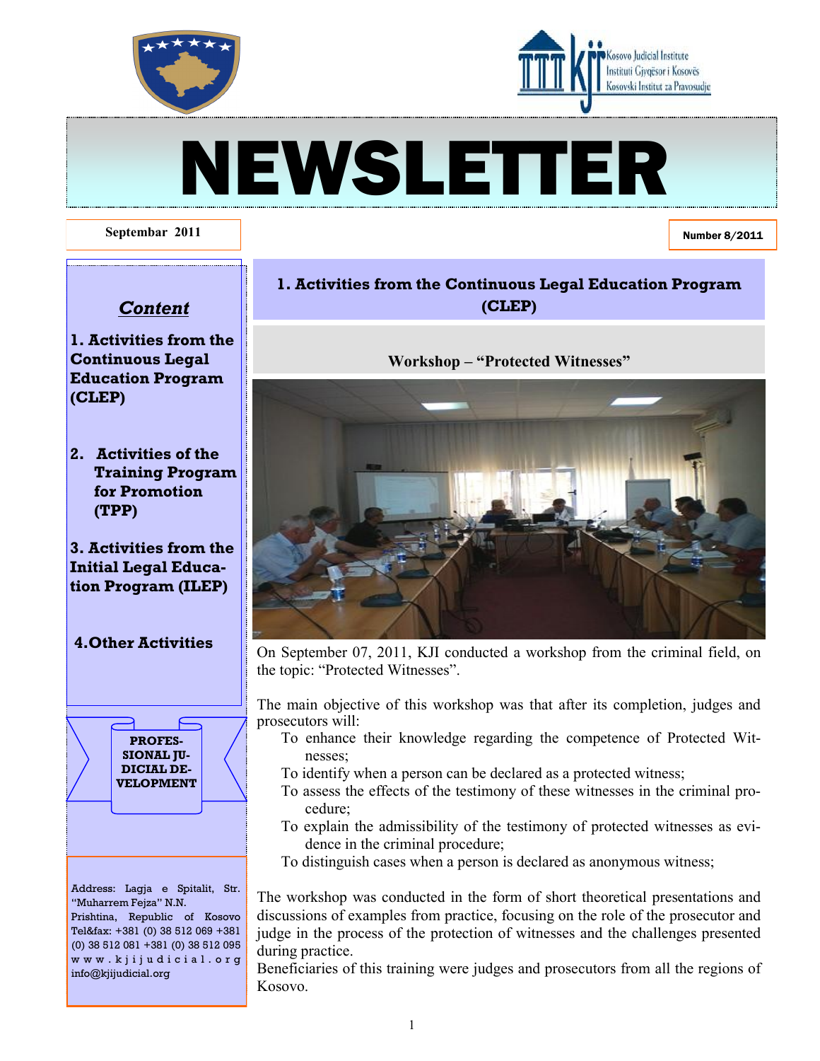# NEWSLETTER

**Septembar 2011**

**Number 8/2011**

## *Content*

**1. Activities from the Continuous Legal Education Program (CLEP)**

**2. Activities of the Training Program for Promotion (TPP)**

**3. Activities from the Initial Legal Education Program (ILEP)**

**4. Other Activities**

**PROFESSIONAL JUDICIAL DEVELOPMENT**

Address: Lagja e Spitalit, Str. "Muharrem Fejza" N.N.
Prishtina, Republic of Kosovo
Tel&fax: +381 (0) 38 512 069 +381 (0) 38 512 081 +381 (0) 38 512 095
www.kjijudicial.org
info@kjijudicial.org

## 1. Activities from the Continuous Legal Education Program (CLEP)

### Workshop – "Protected Witnesses"

On September 07, 2011, KJI conducted a workshop from the criminal field, on the topic: "Protected Witnesses".

The main objective of this workshop was that after its completion, judges and prosecutors will:

- To enhance their knowledge regarding the competence of Protected Witnesses;
- To identify when a person can be declared as a protected witness;
- To assess the effects of the testimony of these witnesses in the criminal procedure;
- To explain the admissibility of the testimony of protected witnesses as evidence in the criminal procedure;
- To distinguish cases when a person is declared as anonymous witness;

The workshop was conducted in the form of short theoretical presentations and discussions of examples from practice, focusing on the role of the prosecutor and judge in the process of the protection of witnesses and the challenges presented during practice.

Beneficiaries of this training were judges and prosecutors from all the regions of Kosovo.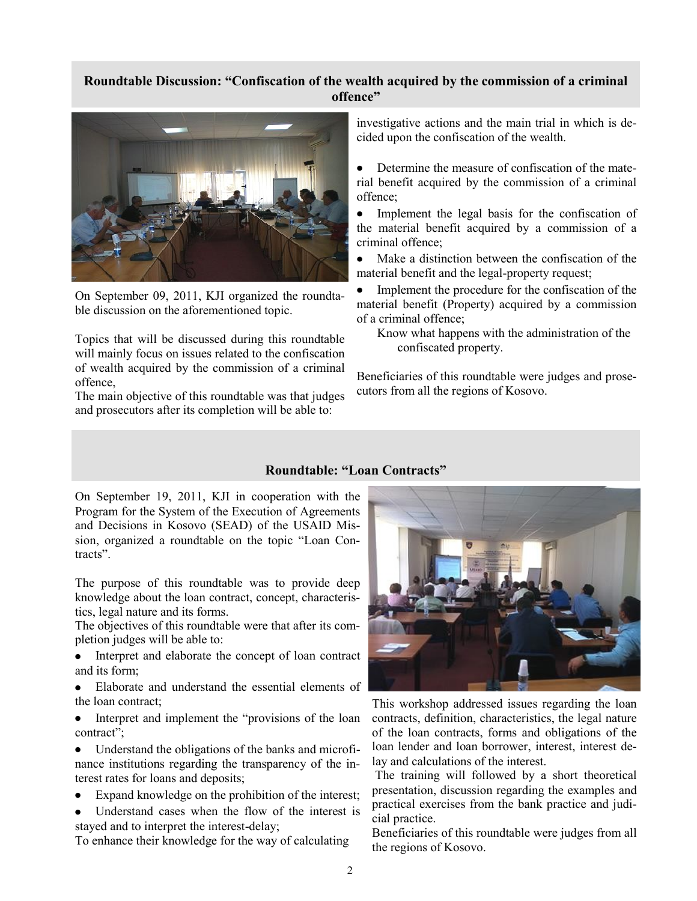## Roundtable Discussion: "Confiscation of the wealth acquired by the commission of a criminal offence"

On September 09, 2011, KJI organized the roundtable discussion on the aforementioned topic.

Topics that will be discussed during this roundtable will mainly focus on issues related to the confiscation of wealth acquired by the commission of a criminal offence,

The main objective of this roundtable was that judges and prosecutors after its completion will be able to:

investigative actions and the main trial in which is decided upon the confiscation of the wealth.

- Determine the measure of confiscation of the material benefit acquired by the commission of a criminal offence;
- Implement the legal basis for the confiscation of the material benefit acquired by a commission of a criminal offence;
- Make a distinction between the confiscation of the material benefit and the legal-property request;
- Implement the procedure for the confiscation of the material benefit (Property) acquired by a commission of a criminal offence;

Know what happens with the administration of the confiscated property.

Beneficiaries of this roundtable were judges and prosecutors from all the regions of Kosovo.

## Roundtable: "Loan Contracts"

On September 19, 2011, KJI in cooperation with the Program for the System of the Execution of Agreements and Decisions in Kosovo (SEAD) of the USAID Mission, organized a roundtable on the topic "Loan Contracts".

The purpose of this roundtable was to provide deep knowledge about the loan contract, concept, characteristics, legal nature and its forms.

The objectives of this roundtable were that after its completion judges will be able to:

- Interpret and elaborate the concept of loan contract and its form;
- Elaborate and understand the essential elements of the loan contract;
- Interpret and implement the "provisions of the loan contract";
- Understand the obligations of the banks and microfinance institutions regarding the transparency of the interest rates for loans and deposits;
- Expand knowledge on the prohibition of the interest;
- Understand cases when the flow of the interest is stayed and to interpret the interest-delay;

To enhance their knowledge for the way of calculating

This workshop addressed issues regarding the loan contracts, definition, characteristics, the legal nature of the loan contracts, forms and obligations of the loan lender and loan borrower, interest, interest delay and calculations of the interest.

The training will followed by a short theoretical presentation, discussion regarding the examples and practical exercises from the bank practice and judicial practice.

Beneficiaries of this roundtable were judges from all the regions of Kosovo.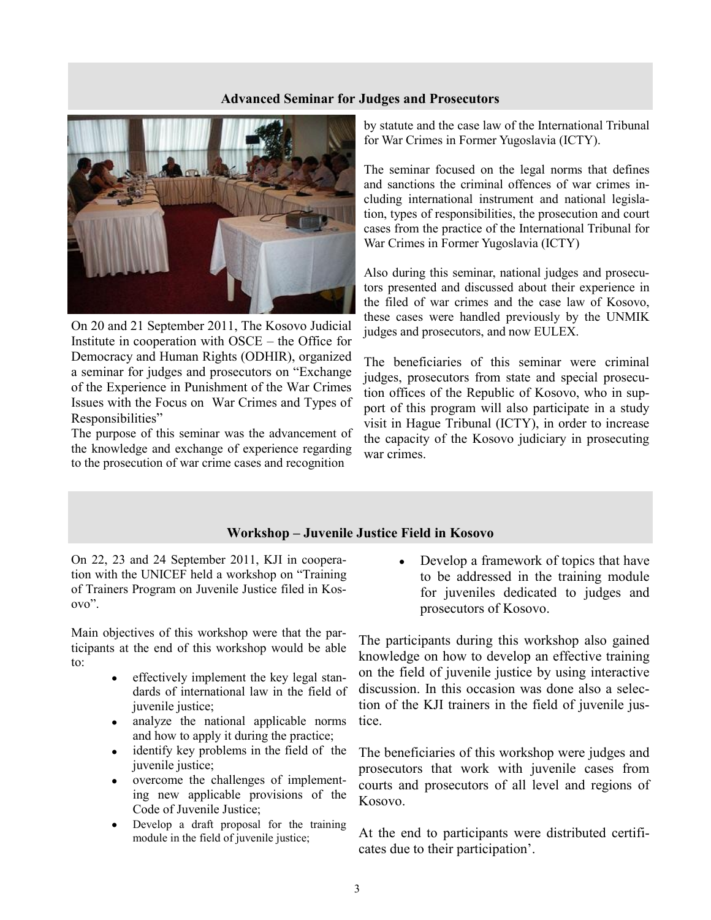## Advanced Seminar for Judges and Prosecutors

On 20 and 21 September 2011, The Kosovo Judicial Institute in cooperation with OSCE – the Office for Democracy and Human Rights (ODHIR), organized a seminar for judges and prosecutors on "Exchange of the Experience in Punishment of the War Crimes Issues with the Focus on War Crimes and Types of Responsibilities"

The purpose of this seminar was the advancement of the knowledge and exchange of experience regarding to the prosecution of war crime cases and recognition by statute and the case law of the International Tribunal for War Crimes in Former Yugoslavia (ICTY).

The seminar focused on the legal norms that defines and sanctions the criminal offences of war crimes including international instrument and national legislation, types of responsibilities, the prosecution and court cases from the practice of the International Tribunal for War Crimes in Former Yugoslavia (ICTY)

Also during this seminar, national judges and prosecutors presented and discussed about their experience in the filed of war crimes and the case law of Kosovo, these cases were handled previously by the UNMIK judges and prosecutors, and now EULEX.

The beneficiaries of this seminar were criminal judges, prosecutors from state and special prosecution offices of the Republic of Kosovo, who in support of this program will also participate in a study visit in Hague Tribunal (ICTY), in order to increase the capacity of the Kosovo judiciary in prosecuting war crimes.

## Workshop – Juvenile Justice Field in Kosovo

On 22, 23 and 24 September 2011, KJI in cooperation with the UNICEF held a workshop on "Training of Trainers Program on Juvenile Justice filed in Kosovo".

Main objectives of this workshop were that the participants at the end of this workshop would be able to:

- effectively implement the key legal standards of international law in the field of juvenile justice;
- analyze the national applicable norms and how to apply it during the practice;
- identify key problems in the field of the juvenile justice;
- overcome the challenges of implementing new applicable provisions of the Code of Juvenile Justice;
- Develop a draft proposal for the training module in the field of juvenile justice;
- Develop a framework of topics that have to be addressed in the training module for juveniles dedicated to judges and prosecutors of Kosovo.

The participants during this workshop also gained knowledge on how to develop an effective training on the field of juvenile justice by using interactive discussion. In this occasion was done also a selection of the KJI trainers in the field of juvenile justice.

The beneficiaries of this workshop were judges and prosecutors that work with juvenile cases from courts and prosecutors of all level and regions of Kosovo.

At the end to participants were distributed certificates due to their participation'.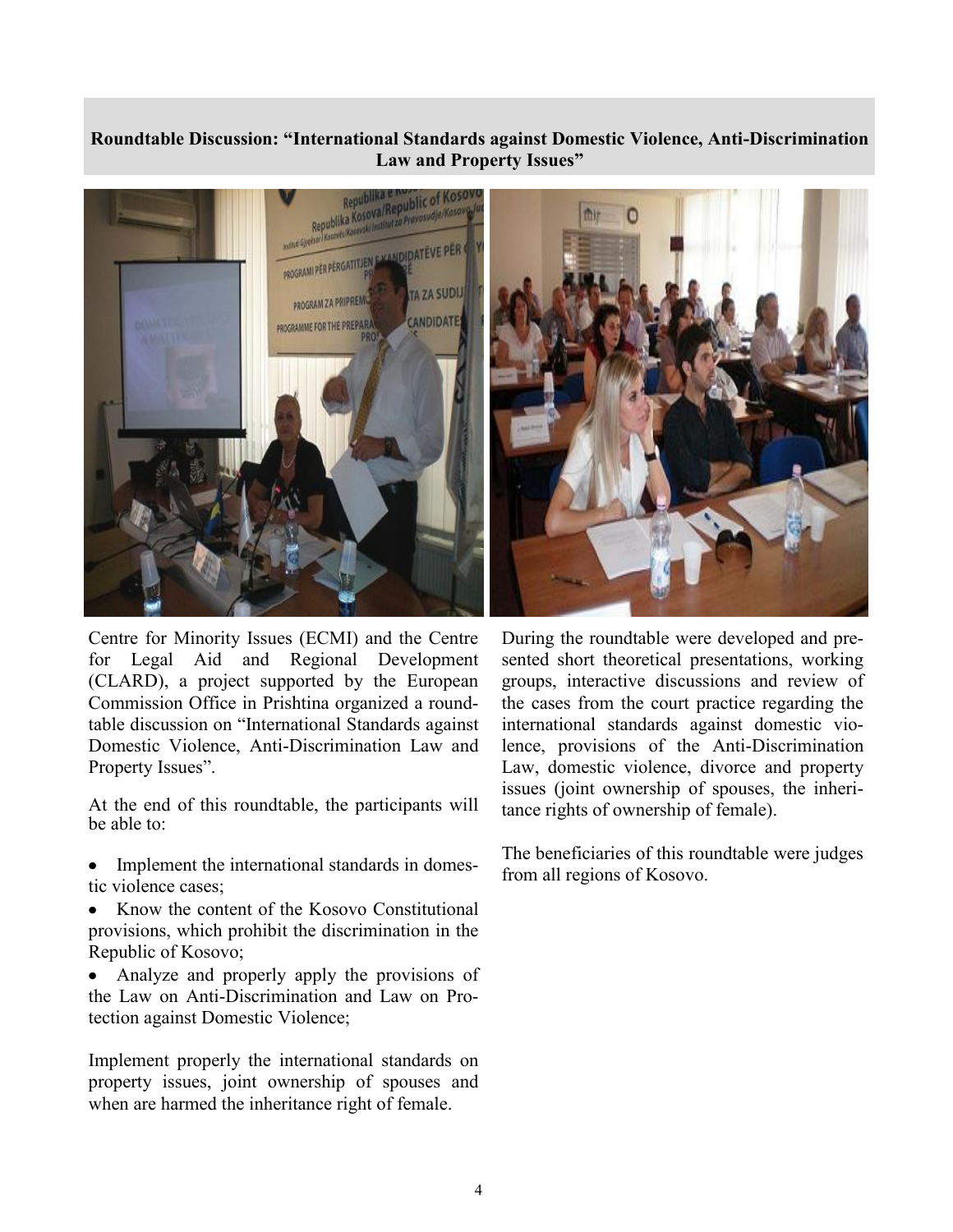## Roundtable Discussion: "International Standards against Domestic Violence, Anti-Discrimination Law and Property Issues"

Centre for Minority Issues (ECMI) and the Centre for Legal Aid and Regional Development (CLARD), a project supported by the European Commission Office in Prishtina organized a roundtable discussion on "International Standards against Domestic Violence, Anti-Discrimination Law and Property Issues".

At the end of this roundtable, the participants will be able to:

- Implement the international standards in domestic violence cases;
- Know the content of the Kosovo Constitutional provisions, which prohibit the discrimination in the Republic of Kosovo;
- Analyze and properly apply the provisions of the Law on Anti-Discrimination and Law on Protection against Domestic Violence;

Implement properly the international standards on property issues, joint ownership of spouses and when are harmed the inheritance right of female.

During the roundtable were developed and presented short theoretical presentations, working groups, interactive discussions and review of the cases from the court practice regarding the international standards against domestic violence, provisions of the Anti-Discrimination Law, domestic violence, divorce and property issues (joint ownership of spouses, the inheritance rights of ownership of female).

The beneficiaries of this roundtable were judges from all regions of Kosovo.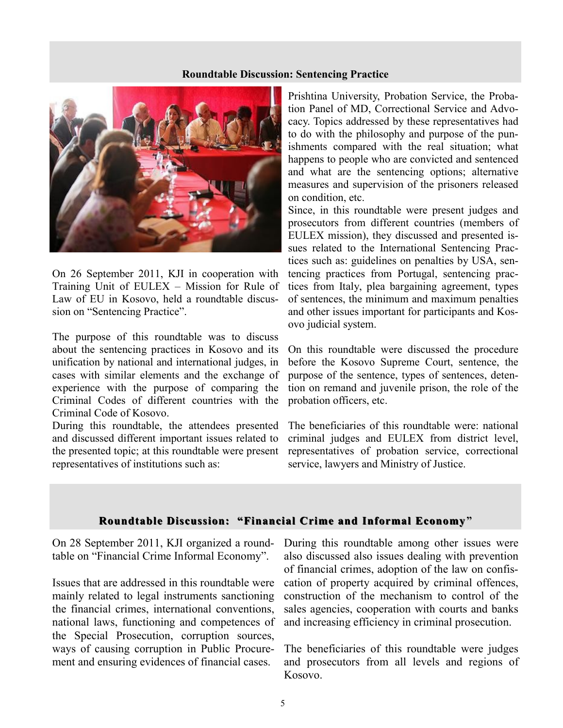## Roundtable Discussion: Sentencing Practice

On 26 September 2011, KJI in cooperation with Training Unit of EULEX – Mission for Rule of Law of EU in Kosovo, held a roundtable discussion on "Sentencing Practice".

The purpose of this roundtable was to discuss about the sentencing practices in Kosovo and its unification by national and international judges, in cases with similar elements and the exchange of experience with the purpose of comparing the Criminal Codes of different countries with the Criminal Code of Kosovo.

During this roundtable, the attendees presented and discussed different important issues related to the presented topic; at this roundtable were present representatives of institutions such as: Prishtina University, Probation Service, the Probation Panel of MD, Correctional Service and Advocacy. Topics addressed by these representatives had to do with the philosophy and purpose of the punishments compared with the real situation; what happens to people who are convicted and sentenced and what are the sentencing options; alternative measures and supervision of the prisoners released on condition, etc.

Since, in this roundtable were present judges and prosecutors from different countries (members of EULEX mission), they discussed and presented issues related to the International Sentencing Practices such as: guidelines on penalties by USA, sentencing practices from Portugal, sentencing practices from Italy, plea bargaining agreement, types of sentences, the minimum and maximum penalties and other issues important for participants and Kosovo judicial system.

On this roundtable were discussed the procedure before the Kosovo Supreme Court, sentence, the purpose of the sentence, types of sentences, detention on remand and juvenile prison, the role of the probation officers, etc.

The beneficiaries of this roundtable were: national criminal judges and EULEX from district level, representatives of probation service, correctional service, lawyers and Ministry of Justice.

## Roundtable Discussion: "Financial Crime and Informal Economy"

On 28 September 2011, KJI organized a roundtable on "Financial Crime Informal Economy".

Issues that are addressed in this roundtable were mainly related to legal instruments sanctioning the financial crimes, international conventions, national laws, functioning and competences of the Special Prosecution, corruption sources, ways of causing corruption in Public Procurement and ensuring evidences of financial cases.

During this roundtable among other issues were also discussed also issues dealing with prevention of financial crimes, adoption of the law on confiscation of property acquired by criminal offences, construction of the mechanism to control of the sales agencies, cooperation with courts and banks and increasing efficiency in criminal prosecution.

The beneficiaries of this roundtable were judges and prosecutors from all levels and regions of Kosovo.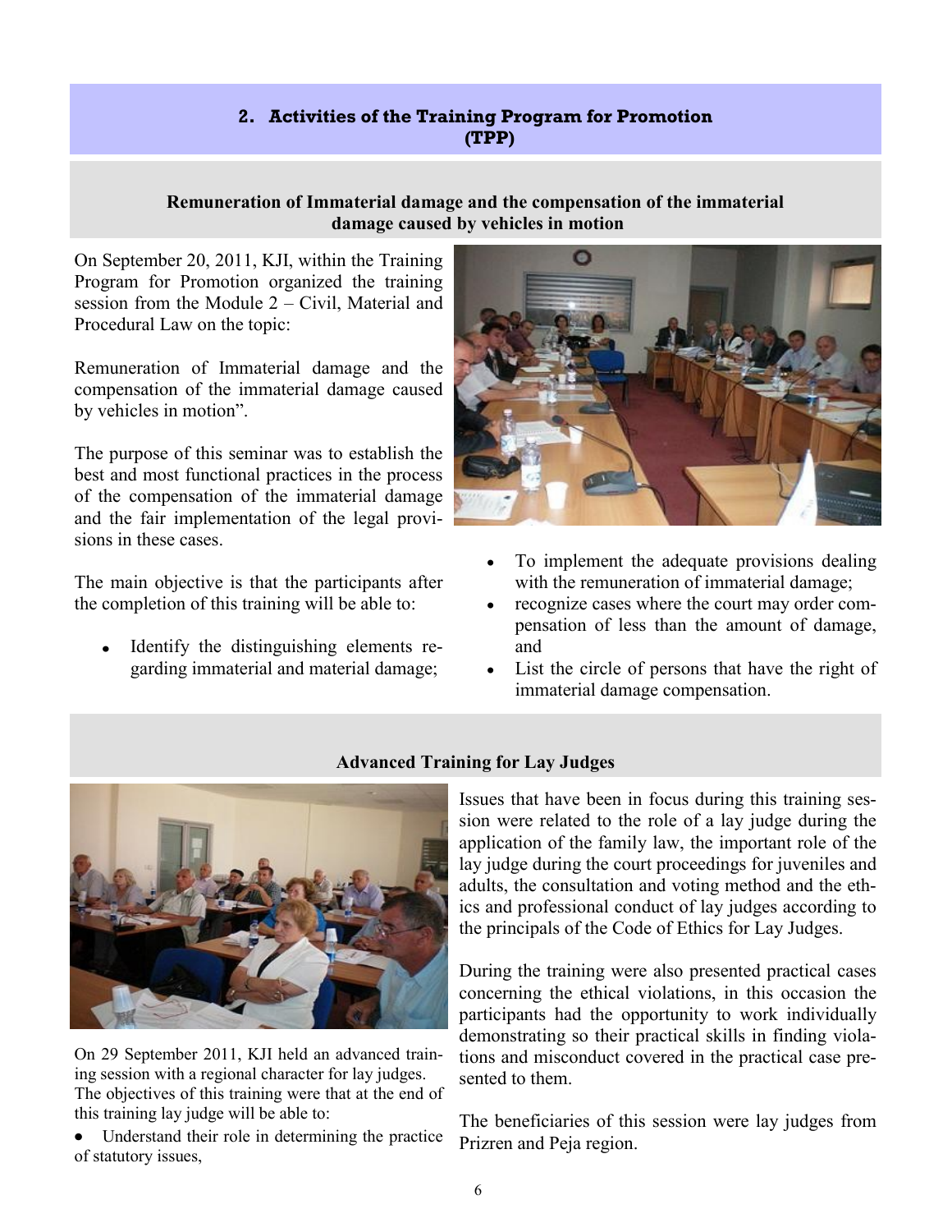## 2. Activities of the Training Program for Promotion (TPP)

### Remuneration of Immaterial damage and the compensation of the immaterial damage caused by vehicles in motion

On September 20, 2011, KJI, within the Training Program for Promotion organized the training session from the Module 2 – Civil, Material and Procedural Law on the topic:

Remuneration of Immaterial damage and the compensation of the immaterial damage caused by vehicles in motion".

The purpose of this seminar was to establish the best and most functional practices in the process of the compensation of the immaterial damage and the fair implementation of the legal provisions in these cases.

The main objective is that the participants after the completion of this training will be able to:

- Identify the distinguishing elements regarding immaterial and material damage;
- To implement the adequate provisions dealing with the remuneration of immaterial damage;
- recognize cases where the court may order compensation of less than the amount of damage, and
- List the circle of persons that have the right of immaterial damage compensation.

### Advanced Training for Lay Judges

On 29 September 2011, KJI held an advanced training session with a regional character for lay judges. The objectives of this training were that at the end of this training lay judge will be able to:

- Understand their role in determining the practice of statutory issues,

Issues that have been in focus during this training session were related to the role of a lay judge during the application of the family law, the important role of the lay judge during the court proceedings for juveniles and adults, the consultation and voting method and the ethics and professional conduct of lay judges according to the principals of the Code of Ethics for Lay Judges.

During the training were also presented practical cases concerning the ethical violations, in this occasion the participants had the opportunity to work individually demonstrating so their practical skills in finding violations and misconduct covered in the practical case presented to them.

The beneficiaries of this session were lay judges from Prizren and Peja region.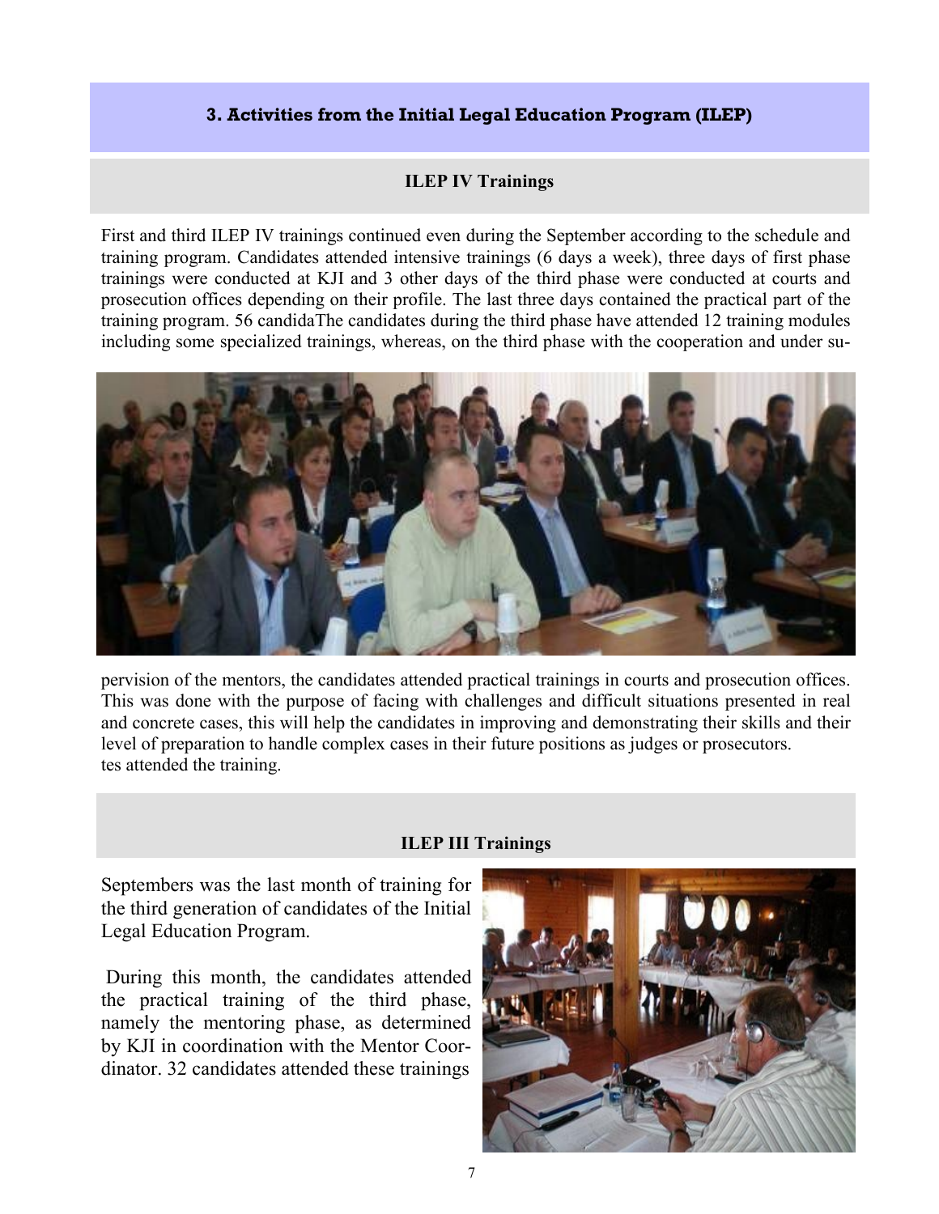## 3. Activities from the Initial Legal Education Program (ILEP)

### ILEP IV Trainings

First and third ILEP IV trainings continued even during the September according to the schedule and training program. Candidates attended intensive trainings (6 days a week), three days of first phase trainings were conducted at KJI and 3 other days of the third phase were conducted at courts and prosecution offices depending on their profile. The last three days contained the practical part of the training program. 56 candidaThe candidates during the third phase have attended 12 training modules including some specialized trainings, whereas, on the third phase with the cooperation and under supervision of the mentors, the candidates attended practical trainings in courts and prosecution offices. This was done with the purpose of facing with challenges and difficult situations presented in real and concrete cases, this will help the candidates in improving and demonstrating their skills and their level of preparation to handle complex cases in their future positions as judges or prosecutors. tes attended the training.

### ILEP III Trainings

Septembers was the last month of training for the third generation of candidates of the Initial Legal Education Program.

During this month, the candidates attended the practical training of the third phase, namely the mentoring phase, as determined by KJI in coordination with the Mentor Coordinator. 32 candidates attended these trainings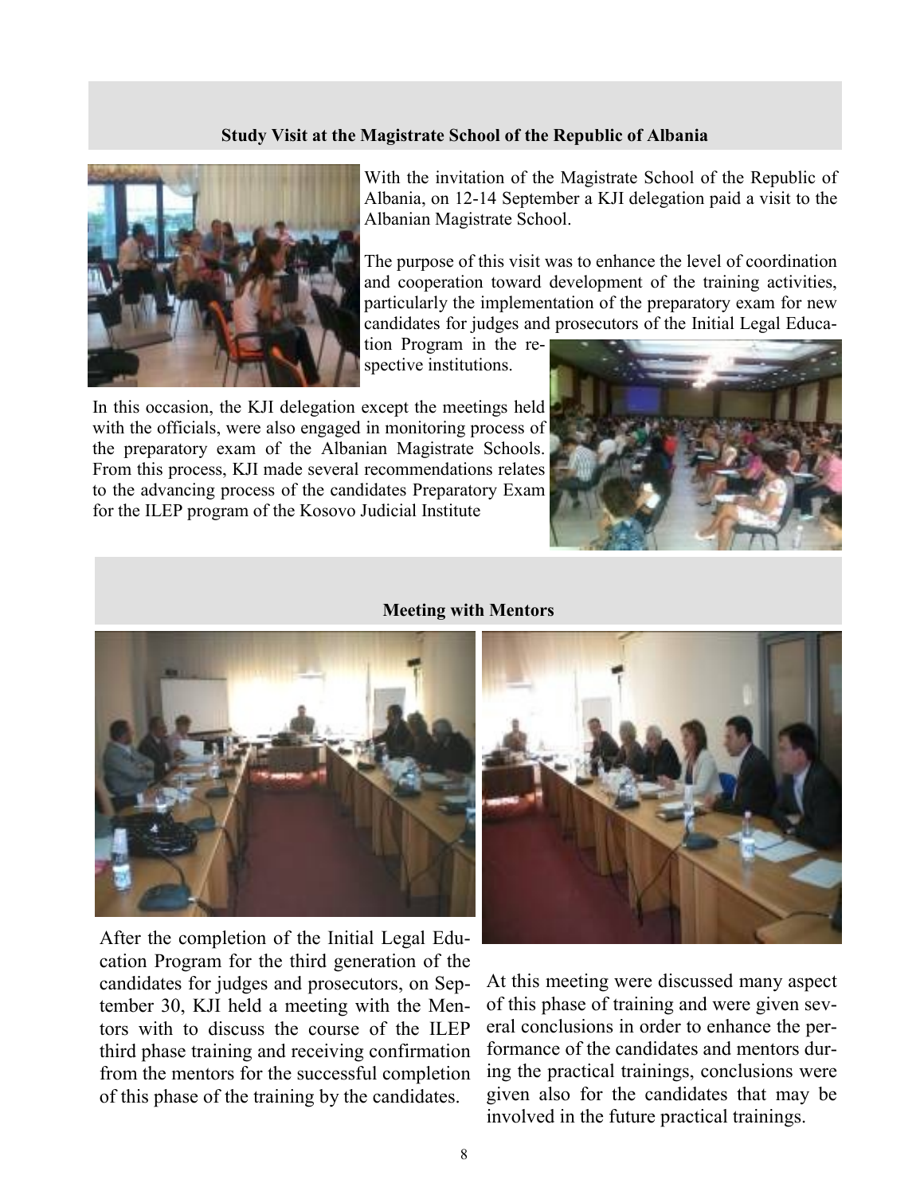## Study Visit at the Magistrate School of the Republic of Albania

With the invitation of the Magistrate School of the Republic of Albania, on 12-14 September a KJI delegation paid a visit to the Albanian Magistrate School.

The purpose of this visit was to enhance the level of coordination and cooperation toward development of the training activities, particularly the implementation of the preparatory exam for new candidates for judges and prosecutors of the Initial Legal Education Program in the respective institutions.

In this occasion, the KJI delegation except the meetings held with the officials, were also engaged in monitoring process of the preparatory exam of the Albanian Magistrate Schools. From this process, KJI made several recommendations relates to the advancing process of the candidates Preparatory Exam for the ILEP program of the Kosovo Judicial Institute

## Meeting with Mentors

After the completion of the Initial Legal Education Program for the third generation of the candidates for judges and prosecutors, on September 30, KJI held a meeting with the Mentors with to discuss the course of the ILEP third phase training and receiving confirmation from the mentors for the successful completion of this phase of the training by the candidates.

At this meeting were discussed many aspect of this phase of training and were given several conclusions in order to enhance the performance of the candidates and mentors during the practical trainings, conclusions were given also for the candidates that may be involved in the future practical trainings.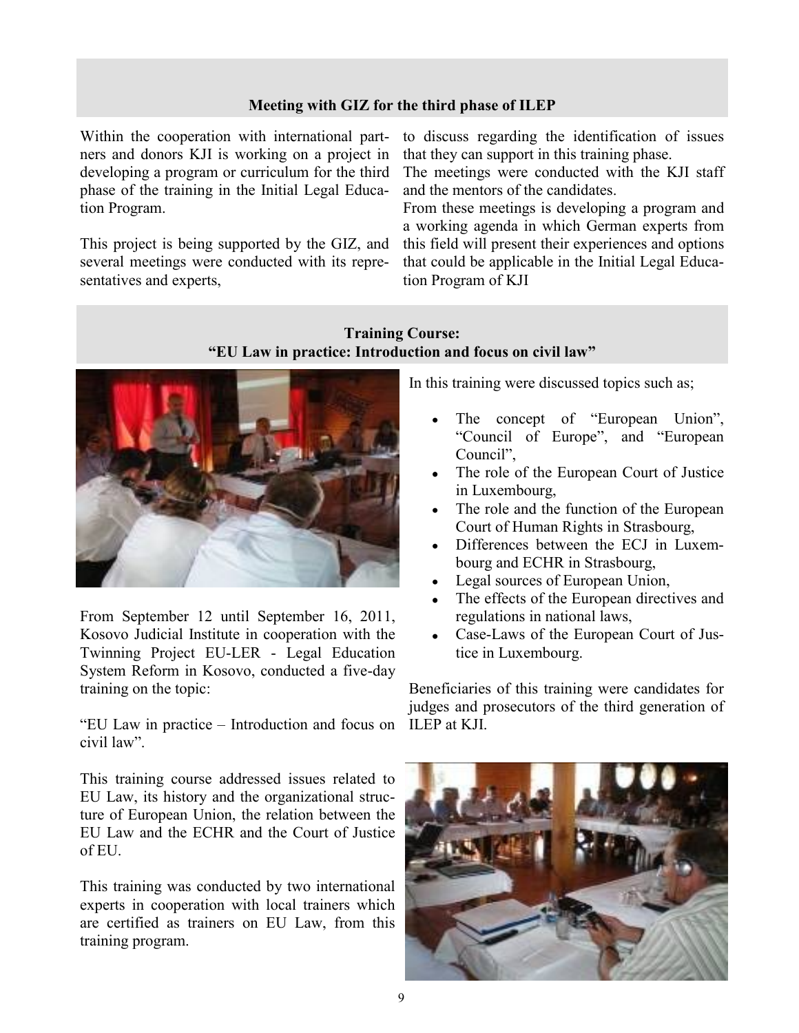## Meeting with GIZ for the third phase of ILEP

Within the cooperation with international partners and donors KJI is working on a project in developing a program or curriculum for the third phase of the training in the Initial Legal Education Program.

This project is being supported by the GIZ, and several meetings were conducted with its representatives and experts, to discuss regarding the identification of issues that they can support in this training phase.

The meetings were conducted with the KJI staff and the mentors of the candidates.

From these meetings is developing a program and a working agenda in which German experts from this field will present their experiences and options that could be applicable in the Initial Legal Education Program of KJI

## Training Course: "EU Law in practice: Introduction and focus on civil law"

From September 12 until September 16, 2011, Kosovo Judicial Institute in cooperation with the Twinning Project EU-LER - Legal Education System Reform in Kosovo, conducted a five-day training on the topic:

"EU Law in practice – Introduction and focus on civil law".

This training course addressed issues related to EU Law, its history and the organizational structure of European Union, the relation between the EU Law and the ECHR and the Court of Justice of EU.

This training was conducted by two international experts in cooperation with local trainers which are certified as trainers on EU Law, from this training program.

In this training were discussed topics such as;

- The concept of "European Union", "Council of Europe", and "European Council",
- The role of the European Court of Justice in Luxembourg,
- The role and the function of the European Court of Human Rights in Strasbourg,
- Differences between the ECJ in Luxembourg and ECHR in Strasbourg,
- Legal sources of European Union,
- The effects of the European directives and regulations in national laws,
- Case-Laws of the European Court of Justice in Luxembourg.

Beneficiaries of this training were candidates for judges and prosecutors of the third generation of ILEP at KJI.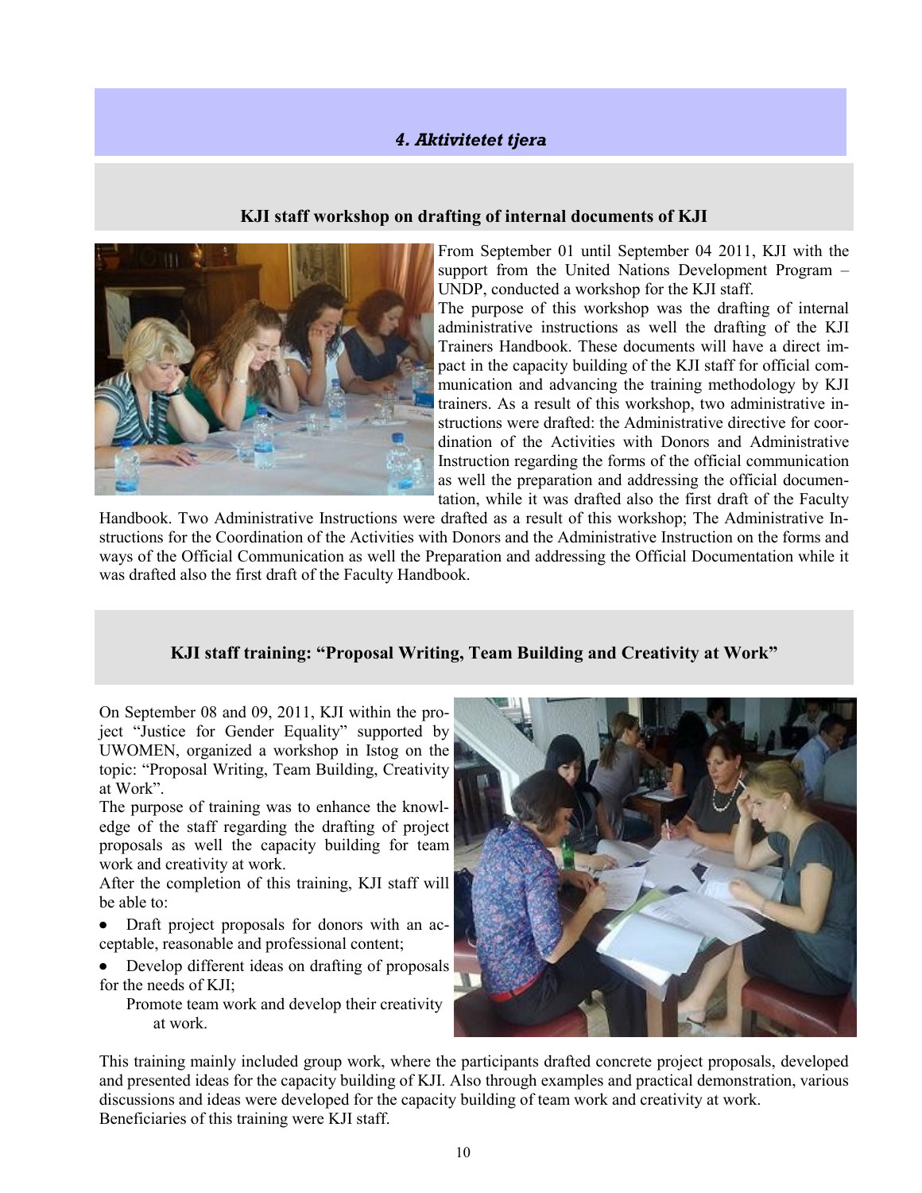## *4. Aktivitetet tjera*

### KJI staff workshop on drafting of internal documents of KJI

From September 01 until September 04 2011, KJI with the support from the United Nations Development Program – UNDP, conducted a workshop for the KJI staff.

The purpose of this workshop was the drafting of internal administrative instructions as well the drafting of the KJI Trainers Handbook. These documents will have a direct impact in the capacity building of the KJI staff for official communication and advancing the training methodology by KJI trainers. As a result of this workshop, two administrative instructions were drafted: the Administrative directive for coordination of the Activities with Donors and Administrative Instruction regarding the forms of the official communication as well the preparation and addressing the official documentation, while it was drafted also the first draft of the Faculty Handbook. Two Administrative Instructions were drafted as a result of this workshop; The Administrative Instructions for the Coordination of the Activities with Donors and the Administrative Instruction on the forms and ways of the Official Communication as well the Preparation and addressing the Official Documentation while it was drafted also the first draft of the Faculty Handbook.

### KJI staff training: "Proposal Writing, Team Building and Creativity at Work"

On September 08 and 09, 2011, KJI within the project "Justice for Gender Equality" supported by UWOMEN, organized a workshop in Istog on the topic: "Proposal Writing, Team Building, Creativity at Work".

The purpose of training was to enhance the knowledge of the staff regarding the drafting of project proposals as well the capacity building for team work and creativity at work.

After the completion of this training, KJI staff will be able to:

- Draft project proposals for donors with an acceptable, reasonable and professional content;
- Develop different ideas on drafting of proposals for the needs of KJI;
- Promote team work and develop their creativity at work.

This training mainly included group work, where the participants drafted concrete project proposals, developed and presented ideas for the capacity building of KJI. Also through examples and practical demonstration, various discussions and ideas were developed for the capacity building of team work and creativity at work.
Beneficiaries of this training were KJI staff.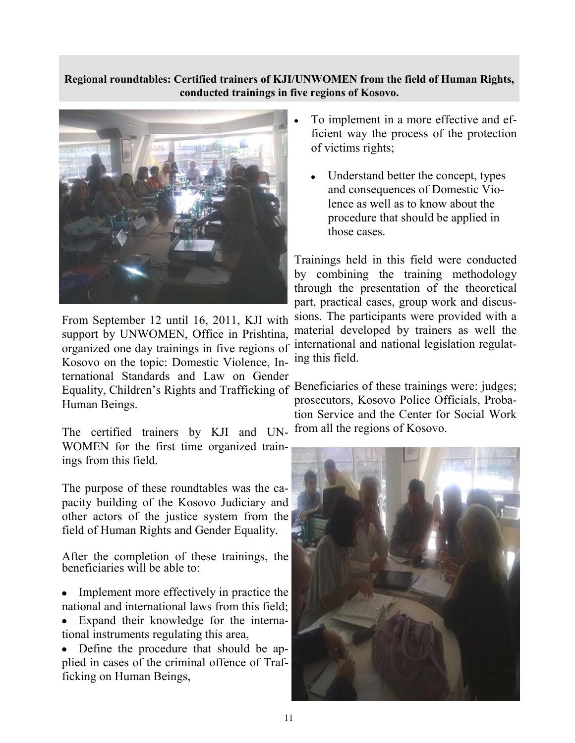**Regional roundtables: Certified trainers of KJI/UNWOMEN from the field of Human Rights, conducted trainings in five regions of Kosovo.**

From September 12 until 16, 2011, KJI with support by UNWOMEN, Office in Prishtina, organized one day trainings in five regions of Kosovo on the topic: Domestic Violence, International Standards and Law on Gender Equality, Children's Rights and Trafficking of Human Beings.

The certified trainers by KJI and UNWOMEN for the first time organized trainings from this field.

The purpose of these roundtables was the capacity building of the Kosovo Judiciary and other actors of the justice system from the field of Human Rights and Gender Equality.

After the completion of these trainings, the beneficiaries will be able to:

- Implement more effectively in practice the national and international laws from this field;
- Expand their knowledge for the international instruments regulating this area,
- Define the procedure that should be applied in cases of the criminal offence of Trafficking on Human Beings,
- To implement in a more effective and efficient way the process of the protection of victims rights;
- Understand better the concept, types and consequences of Domestic Violence as well as to know about the procedure that should be applied in those cases.

Trainings held in this field were conducted by combining the training methodology through the presentation of the theoretical part, practical cases, group work and discussions. The participants were provided with a material developed by trainers as well the international and national legislation regulating this field.

Beneficiaries of these trainings were: judges; prosecutors, Kosovo Police Officials, Probation Service and the Center for Social Work from all the regions of Kosovo.